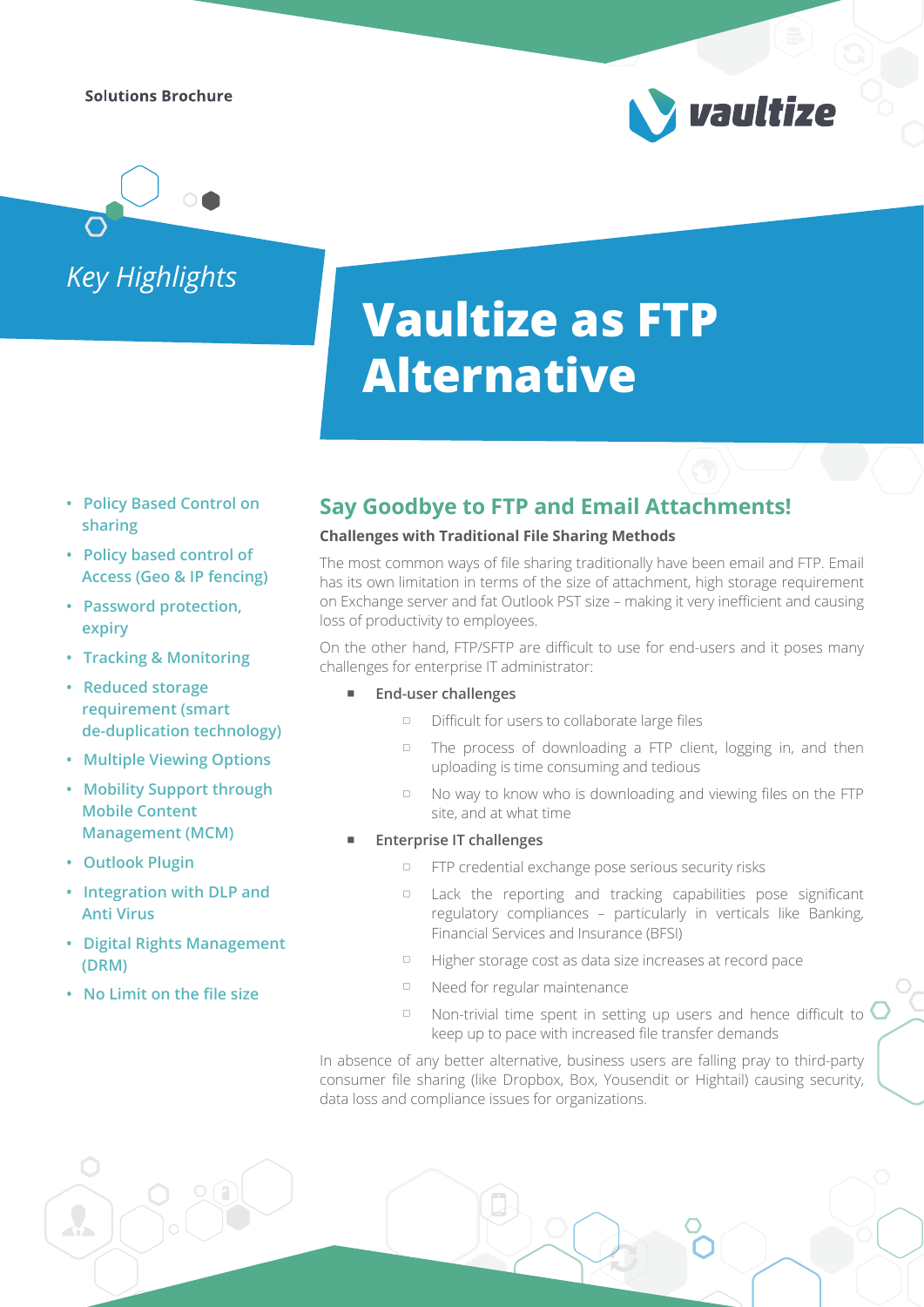Solutions Brochure

# Vaultize as FTP Alternative

## Key Highlights

- Policy Based Control on sharing
- Policy based control of Access (Geo & IP fencing)
- Password protection, expiry
- Tracking & Monitoring
- Reduced storage requirement (smart de-duplication technology)
- Multiple Viewing Options
- Mobility Support through Mobile Content Management (MCM)
- Outlook Plugin
- Integration with DLP and Anti Virus
- Digital Rights Management (DRM)
- No Limit on the file size

## Say Goodbye to FTP and Email Attachments!

**Challenges with Traditional File Sharing Methods**

The most common ways of file sharing traditionally have been email and FTP. Email has its own limitation in terms of the size of attachment, high storage requirement on Exchange server and fat Outlook PST size – making it very inefficient and causing loss of productivity to employees.

On the other hand, FTP/SFTP are difficult to use for end-users and it poses many challenges for enterprise IT administrator:

- End-user challenges
  - Difficult for users to collaborate large files
  - The process of downloading a FTP client, logging in, and then uploading is time consuming and tedious
  - No way to know who is downloading and viewing files on the FTP site, and at what time
- Enterprise IT challenges
  - FTP credential exchange pose serious security risks
  - Lack the reporting and tracking capabilities pose significant regulatory compliances – particularly in verticals like Banking, Financial Services and Insurance (BFSI)
  - Higher storage cost as data size increases at record pace
  - Need for regular maintenance
  - Non-trivial time spent in setting up users and hence difficult to keep up to pace with increased file transfer demands

In absence of any better alternative, business users are falling pray to third-party consumer file sharing (like Dropbox, Box, Yousendit or Hightail) causing security, data loss and compliance issues for organizations.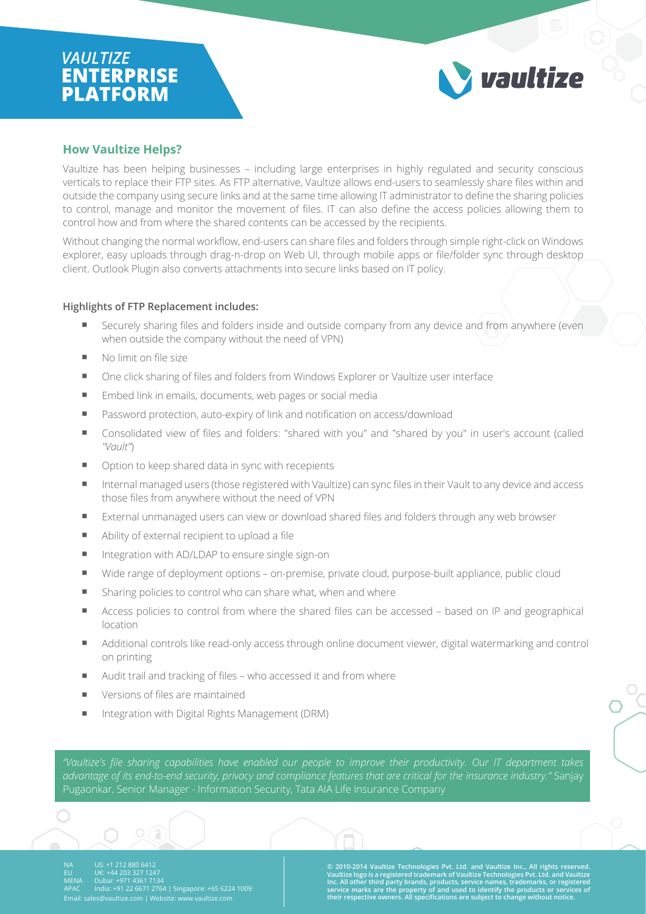*VAULTIZE*
**ENTERPRISE PLATFORM**

## How Vaultize Helps?

Vaultize has been helping businesses – including large enterprises in highly regulated and security conscious verticals to replace their FTP sites. As FTP alternative, Vaultize allows end-users to seamlessly share files within and outside the company using secure links and at the same time allowing IT administrator to define the sharing policies to control, manage and monitor the movement of files. IT can also define the access policies allowing them to control how and from where the shared contents can be accessed by the recipients.

Without changing the normal workflow, end-users can share files and folders through simple right-click on Windows explorer, easy uploads through drag-n-drop on Web UI, through mobile apps or file/folder sync through desktop client. Outlook Plugin also converts attachments into secure links based on IT policy.

### Highlights of FTP Replacement includes:

- Securely sharing files and folders inside and outside company from any device and from anywhere (even when outside the company without the need of VPN)
- No limit on file size
- One click sharing of files and folders from Windows Explorer or Vaultize user interface
- Embed link in emails, documents, web pages or social media
- Password protection, auto-expiry of link and notification on access/download
- Consolidated view of files and folders: "shared with you" and "shared by you" in user's account (called *"Vault"*)
- Option to keep shared data in sync with recepients
- Internal managed users (those registered with Vaultize) can sync files in their Vault to any device and access those files from anywhere without the need of VPN
- External unmanaged users can view or download shared files and folders through any web browser
- Ability of external recipient to upload a file
- Integration with AD/LDAP to ensure single sign-on
- Wide range of deployment options – on-premise, private cloud, purpose-built appliance, public cloud
- Sharing policies to control who can share what, when and where
- Access policies to control from where the shared files can be accessed – based on IP and geographical location
- Additional controls like read-only access through online document viewer, digital watermarking and control on printing
- Audit trail and tracking of files – who accessed it and from where
- Versions of files are maintained
- Integration with Digital Rights Management (DRM)

*"Vaultize's file sharing capabilities have enabled our people to improve their productivity. Our IT department takes advantage of its end-to-end security, privacy and compliance features that are critical for the insurance industry."* Sanjay Pugaonkar, Senior Manager - Information Security, Tata AIA Life Insurance Company

NA US: +1 212 880 6412
EU UK: +44 203 327 1247
MENA Dubai: +971 4361 7134
APAC India: +91 22 6671 2764 | Singapore: +65 6224 1009
Email: sales@vaultize.com | Website: www.vaultize.com

**© 2010-2014 Vaultize Technologies Pvt. Ltd. and Vaultize Inc., All rights reserved. Vaultize logo is a registered trademark of Vaultize Technologies Pvt. Ltd. and Vaultize Inc. All other third party brands, products, service names, trademarks, or registered service marks are the property of and used to identify the products or services of their respective owners. All specifications are subject to change without notice.**